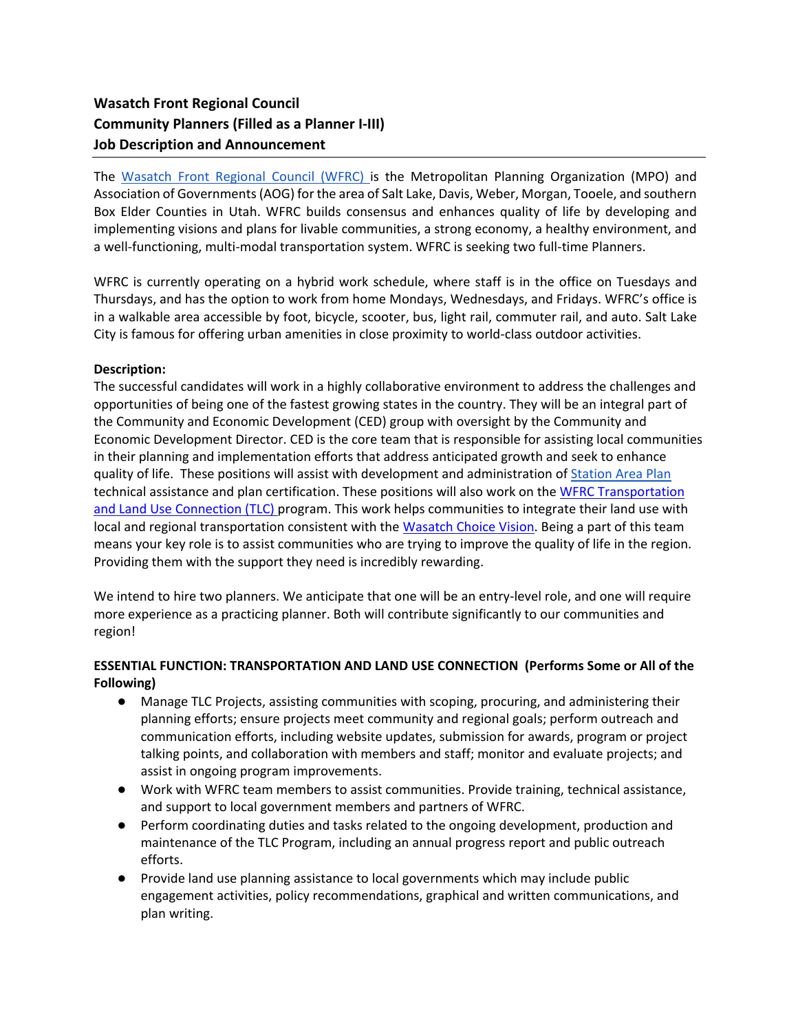**Wasatch Front Regional Council**
**Community Planners (Filled as a Planner I-III)**
**Job Description and Announcement**

---

The Wasatch Front Regional Council (WFRC) is the Metropolitan Planning Organization (MPO) and Association of Governments (AOG) for the area of Salt Lake, Davis, Weber, Morgan, Tooele, and southern Box Elder Counties in Utah. WFRC builds consensus and enhances quality of life by developing and implementing visions and plans for livable communities, a strong economy, a healthy environment, and a well-functioning, multi-modal transportation system. WFRC is seeking two full-time Planners.

WFRC is currently operating on a hybrid work schedule, where staff is in the office on Tuesdays and Thursdays, and has the option to work from home Mondays, Wednesdays, and Fridays. WFRC's office is in a walkable area accessible by foot, bicycle, scooter, bus, light rail, commuter rail, and auto. Salt Lake City is famous for offering urban amenities in close proximity to world-class outdoor activities.

**Description:**
The successful candidates will work in a highly collaborative environment to address the challenges and opportunities of being one of the fastest growing states in the country. They will be an integral part of the Community and Economic Development (CED) group with oversight by the Community and Economic Development Director. CED is the core team that is responsible for assisting local communities in their planning and implementation efforts that address anticipated growth and seek to enhance quality of life. These positions will assist with development and administration of Station Area Plan technical assistance and plan certification. These positions will also work on the WFRC Transportation and Land Use Connection (TLC) program. This work helps communities to integrate their land use with local and regional transportation consistent with the Wasatch Choice Vision. Being a part of this team means your key role is to assist communities who are trying to improve the quality of life in the region. Providing them with the support they need is incredibly rewarding.

We intend to hire two planners. We anticipate that one will be an entry-level role, and one will require more experience as a practicing planner. Both will contribute significantly to our communities and region!

**ESSENTIAL FUNCTION: TRANSPORTATION AND LAND USE CONNECTION (Performs Some or All of the Following)**

- Manage TLC Projects, assisting communities with scoping, procuring, and administering their planning efforts; ensure projects meet community and regional goals; perform outreach and communication efforts, including website updates, submission for awards, program or project talking points, and collaboration with members and staff; monitor and evaluate projects; and assist in ongoing program improvements.
- Work with WFRC team members to assist communities. Provide training, technical assistance, and support to local government members and partners of WFRC.
- Perform coordinating duties and tasks related to the ongoing development, production and maintenance of the TLC Program, including an annual progress report and public outreach efforts.
- Provide land use planning assistance to local governments which may include public engagement activities, policy recommendations, graphical and written communications, and plan writing.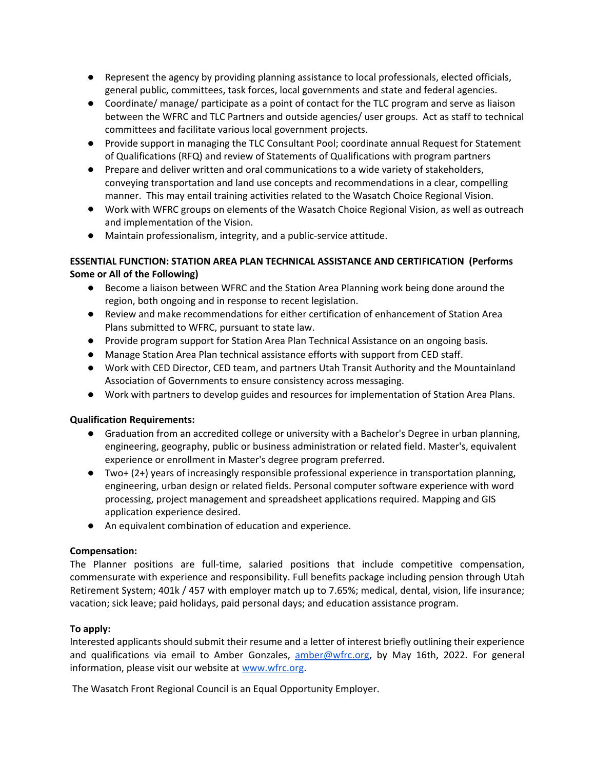- Represent the agency by providing planning assistance to local professionals, elected officials, general public, committees, task forces, local governments and state and federal agencies.
- Coordinate/ manage/ participate as a point of contact for the TLC program and serve as liaison between the WFRC and TLC Partners and outside agencies/ user groups. Act as staff to technical committees and facilitate various local government projects.
- Provide support in managing the TLC Consultant Pool; coordinate annual Request for Statement of Qualifications (RFQ) and review of Statements of Qualifications with program partners
- Prepare and deliver written and oral communications to a wide variety of stakeholders, conveying transportation and land use concepts and recommendations in a clear, compelling manner. This may entail training activities related to the Wasatch Choice Regional Vision.
- Work with WFRC groups on elements of the Wasatch Choice Regional Vision, as well as outreach and implementation of the Vision.
- Maintain professionalism, integrity, and a public-service attitude.

**ESSENTIAL FUNCTION: STATION AREA PLAN TECHNICAL ASSISTANCE AND CERTIFICATION (Performs Some or All of the Following)**

- Become a liaison between WFRC and the Station Area Planning work being done around the region, both ongoing and in response to recent legislation.
- Review and make recommendations for either certification of enhancement of Station Area Plans submitted to WFRC, pursuant to state law.
- Provide program support for Station Area Plan Technical Assistance on an ongoing basis.
- Manage Station Area Plan technical assistance efforts with support from CED staff.
- Work with CED Director, CED team, and partners Utah Transit Authority and the Mountainland Association of Governments to ensure consistency across messaging.
- Work with partners to develop guides and resources for implementation of Station Area Plans.

**Qualification Requirements:**

- Graduation from an accredited college or university with a Bachelor's Degree in urban planning, engineering, geography, public or business administration or related field. Master's, equivalent experience or enrollment in Master's degree program preferred.
- Two+ (2+) years of increasingly responsible professional experience in transportation planning, engineering, urban design or related fields. Personal computer software experience with word processing, project management and spreadsheet applications required. Mapping and GIS application experience desired.
- An equivalent combination of education and experience.

**Compensation:**

The Planner positions are full-time, salaried positions that include competitive compensation, commensurate with experience and responsibility. Full benefits package including pension through Utah Retirement System; 401k / 457 with employer match up to 7.65%; medical, dental, vision, life insurance; vacation; sick leave; paid holidays, paid personal days; and education assistance program.

**To apply:**

Interested applicants should submit their resume and a letter of interest briefly outlining their experience and qualifications via email to Amber Gonzales, amber@wfrc.org, by May 16th, 2022. For general information, please visit our website at www.wfrc.org.

The Wasatch Front Regional Council is an Equal Opportunity Employer.